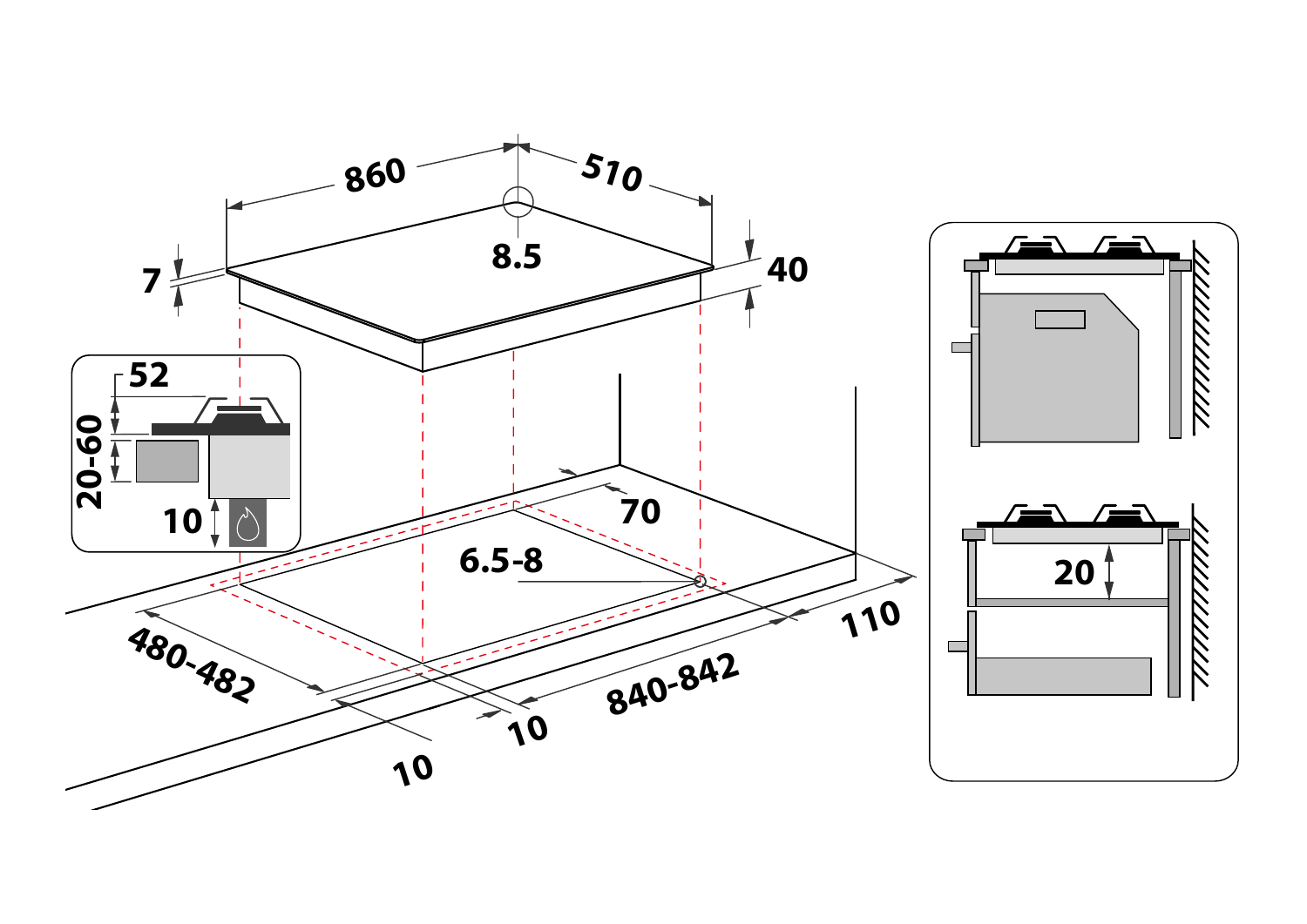860

510

8.5

7

40

52

20-60

10

70

6.5-8

480-482

840-842

110

10

10

20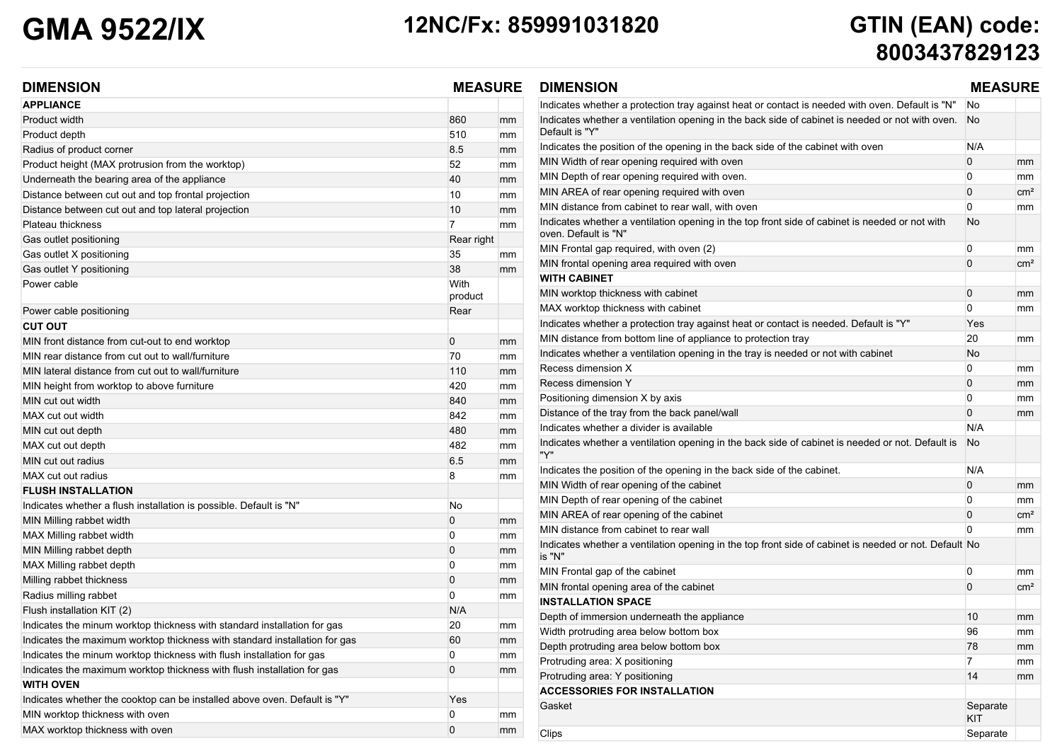# GMA 9522/IX

**12NC/Fx: 859991031820**

**GTIN (EAN) code: 8003437829123**

| DIMENSION | MEASURE | |
|---|---|---|
| **APPLIANCE** | | |
| Product width | 860 | mm |
| Product depth | 510 | mm |
| Radius of product corner | 8.5 | mm |
| Product height (MAX protrusion from the worktop) | 52 | mm |
| Underneath the bearing area of the appliance | 40 | mm |
| Distance between cut out and top frontal projection | 10 | mm |
| Distance between cut out and top lateral projection | 10 | mm |
| Plateau thickness | 7 | mm |
| Gas outlet positioning | Rear right | |
| Gas outlet X positioning | 35 | mm |
| Gas outlet Y positioning | 38 | mm |
| Power cable | With product | |
| Power cable positioning | Rear | |
| **CUT OUT** | | |
| MIN front distance from cut-out to end worktop | 0 | mm |
| MIN rear distance from cut out to wall/furniture | 70 | mm |
| MIN lateral distance from cut out to wall/furniture | 110 | mm |
| MIN height from worktop to above furniture | 420 | mm |
| MIN cut out width | 840 | mm |
| MAX cut out width | 842 | mm |
| MIN cut out depth | 480 | mm |
| MAX cut out depth | 482 | mm |
| MIN cut out radius | 6.5 | mm |
| MAX cut out radius | 8 | mm |
| **FLUSH INSTALLATION** | | |
| Indicates whether a flush installation is possible. Default is "N" | No | |
| MIN Milling rabbet width | 0 | mm |
| MAX Milling rabbet width | 0 | mm |
| MIN Milling rabbet depth | 0 | mm |
| MAX Milling rabbet depth | 0 | mm |
| Milling rabbet thickness | 0 | mm |
| Radius milling rabbet | 0 | mm |
| Flush installation KIT (2) | N/A | |
| Indicates the minum worktop thickness with standard installation for gas | 20 | mm |
| Indicates the maximum worktop thickness with standard installation for gas | 60 | mm |
| Indicates the minum worktop thickness with flush installation for gas | 0 | mm |
| Indicates the maximum worktop thickness with flush installation for gas | 0 | mm |
| **WITH OVEN** | | |
| Indicates whether the cooktop can be installed above oven. Default is "Y" | Yes | |
| MIN worktop thickness with oven | 0 | mm |
| MAX worktop thickness with oven | 0 | mm |

| DIMENSION | MEASURE | |
|---|---|---|
| Indicates whether a protection tray against heat or contact is needed with oven. Default is "N" | No | |
| Indicates whether a ventilation opening in the back side of cabinet is needed or not with oven. Default is "Y" | No | |
| Indicates the position of the opening in the back side of the cabinet with oven | N/A | |
| MIN Width of rear opening required with oven | 0 | mm |
| MIN Depth of rear opening required with oven. | 0 | mm |
| MIN AREA of rear opening required with oven | 0 | cm² |
| MIN distance from cabinet to rear wall, with oven | 0 | mm |
| Indicates whether a ventilation opening in the top front side of cabinet is needed or not with oven. Default is "N" | No | |
| MIN Frontal gap required, with oven (2) | 0 | mm |
| MIN frontal opening area required with oven | 0 | cm² |
| **WITH CABINET** | | |
| MIN worktop thickness with cabinet | 0 | mm |
| MAX worktop thickness with cabinet | 0 | mm |
| Indicates whether a protection tray against heat or contact is needed. Default is "Y" | Yes | |
| MIN distance from bottom line of appliance to protection tray | 20 | mm |
| Indicates whether a ventilation opening in the tray is needed or not with cabinet | No | |
| Recess dimension X | 0 | mm |
| Recess dimension Y | 0 | mm |
| Positioning dimension X by axis | 0 | mm |
| Distance of the tray from the back panel/wall | 0 | mm |
| Indicates whether a divider is available | N/A | |
| Indicates whether a ventilation opening in the back side of cabinet is needed or not. Default is "Y" | No | |
| Indicates the position of the opening in the back side of the cabinet. | N/A | |
| MIN Width of rear opening of the cabinet | 0 | mm |
| MIN Depth of rear opening of the cabinet | 0 | mm |
| MIN AREA of rear opening of the cabinet | 0 | cm² |
| MIN distance from cabinet to rear wall | 0 | mm |
| Indicates whether a ventilation opening in the top front side of cabinet is needed or not. Default is "N" | No | |
| MIN Frontal gap of the cabinet | 0 | mm |
| MIN frontal opening area of the cabinet | 0 | cm² |
| **INSTALLATION SPACE** | | |
| Depth of immersion underneath the appliance | 10 | mm |
| Width protruding area below bottom box | 96 | mm |
| Depth protruding area below bottom box | 78 | mm |
| Protruding area: X positioning | 7 | mm |
| Protruding area: Y positioning | 14 | mm |
| **ACCESSORIES FOR INSTALLATION** | | |
| Gasket | Separate KIT | |
| Clips | Separate | |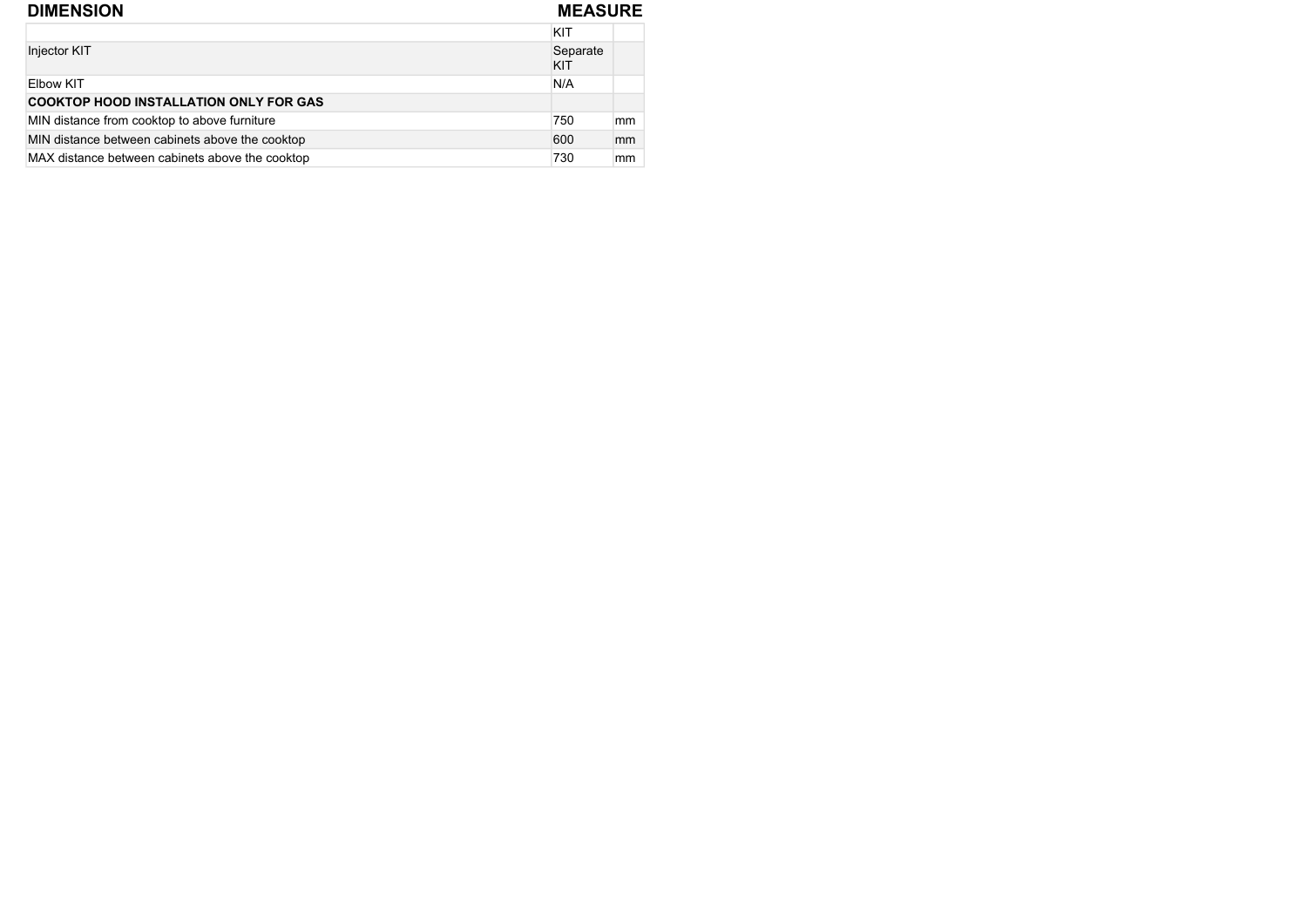| DIMENSION | MEASURE | |
|---|---|---|
| | KIT | |
| Injector KIT | Separate KIT | |
| Elbow KIT | N/A | |
| **COOKTOP HOOD INSTALLATION ONLY FOR GAS** | | |
| MIN distance from cooktop to above furniture | 750 | mm |
| MIN distance between cabinets above the cooktop | 600 | mm |
| MAX distance between cabinets above the cooktop | 730 | mm |